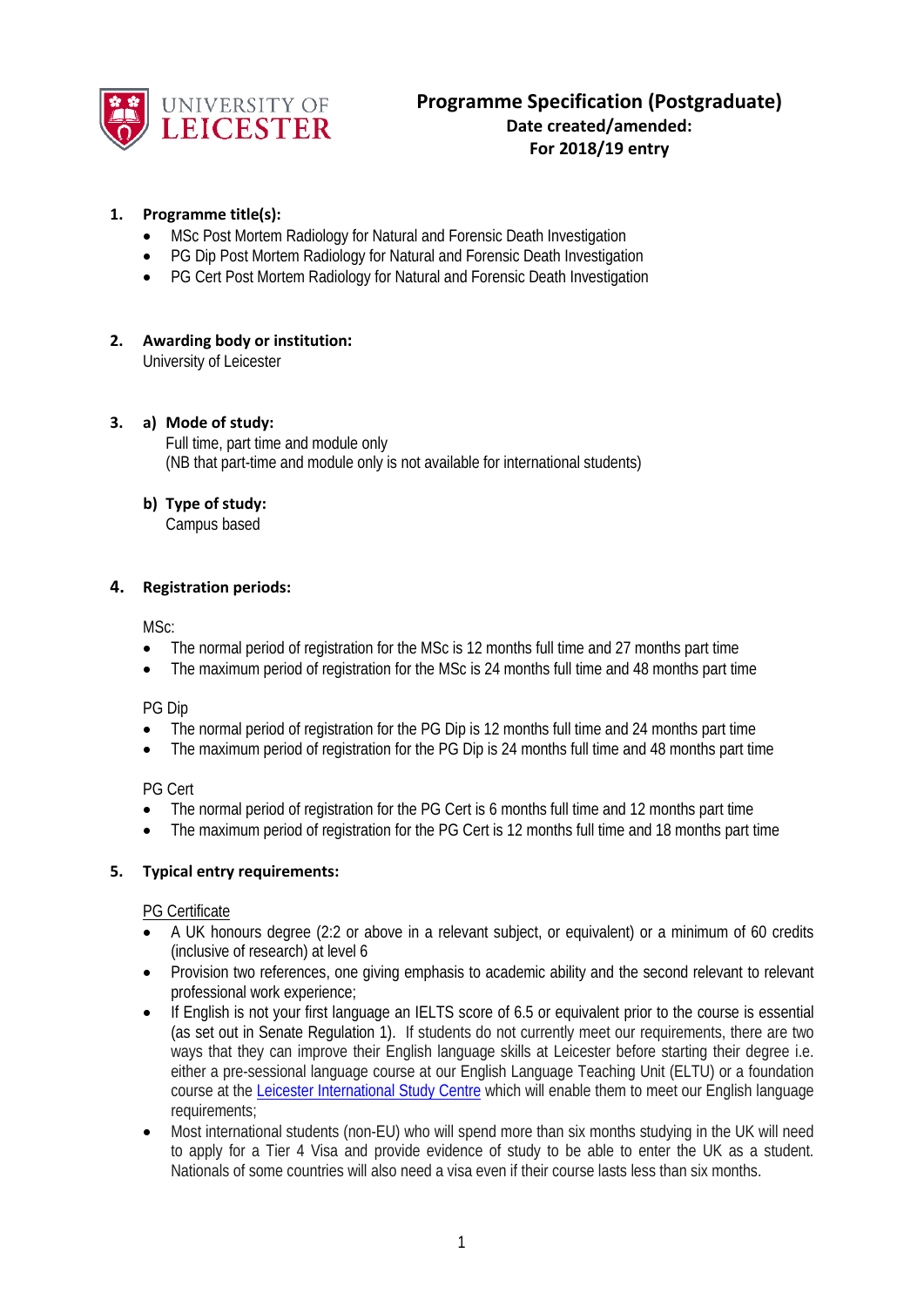**UNIVERSITY OF LEICESTER**

# Programme Specification (Postgraduate)

**Date created/amended:**

**For 2018/19 entry**

1. **Programme title(s):**
   - MSc Post Mortem Radiology for Natural and Forensic Death Investigation
   - PG Dip Post Mortem Radiology for Natural and Forensic Death Investigation
   - PG Cert Post Mortem Radiology for Natural and Forensic Death Investigation

2. **Awarding body or institution:**
   University of Leicester

3. a) **Mode of study:**
   Full time, part time and module only
   (NB that part-time and module only is not available for international students)

   b) **Type of study:**
   Campus based

4. **Registration periods:**

   MSc:
   - The normal period of registration for the MSc is 12 months full time and 27 months part time
   - The maximum period of registration for the MSc is 24 months full time and 48 months part time

   PG Dip
   - The normal period of registration for the PG Dip is 12 months full time and 24 months part time
   - The maximum period of registration for the PG Dip is 24 months full time and 48 months part time

   PG Cert
   - The normal period of registration for the PG Cert is 6 months full time and 12 months part time
   - The maximum period of registration for the PG Cert is 12 months full time and 18 months part time

5. **Typical entry requirements:**

   PG Certificate
   - A UK honours degree (2:2 or above in a relevant subject, or equivalent) or a minimum of 60 credits (inclusive of research) at level 6
   - Provision two references, one giving emphasis to academic ability and the second relevant to relevant professional work experience;
   - If English is not your first language an IELTS score of 6.5 or equivalent prior to the course is essential (as set out in Senate Regulation 1). If students do not currently meet our requirements, there are two ways that they can improve their English language skills at Leicester before starting their degree i.e. either a pre-sessional language course at our English Language Teaching Unit (ELTU) or a foundation course at the Leicester International Study Centre which will enable them to meet our English language requirements;
   - Most international students (non-EU) who will spend more than six months studying in the UK will need to apply for a Tier 4 Visa and provide evidence of study to be able to enter the UK as a student. Nationals of some countries will also need a visa even if their course lasts less than six months.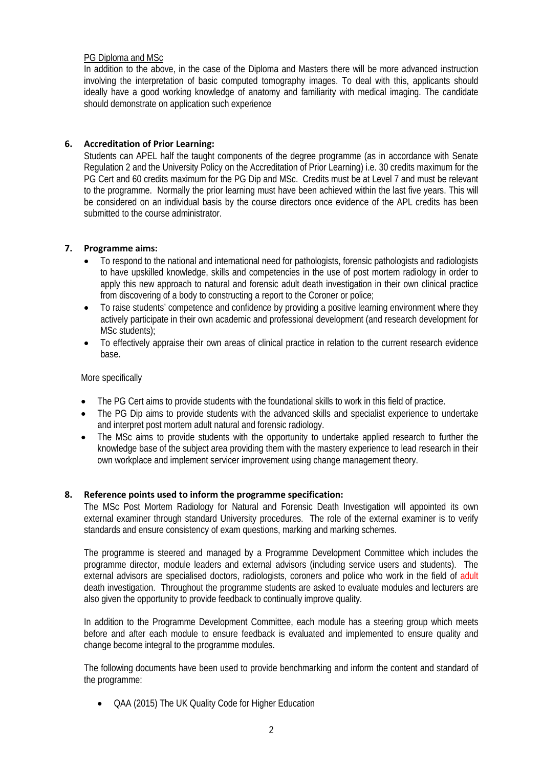PG Diploma and MSc

In addition to the above, in the case of the Diploma and Masters there will be more advanced instruction involving the interpretation of basic computed tomography images. To deal with this, applicants should ideally have a good working knowledge of anatomy and familiarity with medical imaging. The candidate should demonstrate on application such experience

## 6. Accreditation of Prior Learning:

Students can APEL half the taught components of the degree programme (as in accordance with Senate Regulation 2 and the University Policy on the Accreditation of Prior Learning) i.e. 30 credits maximum for the PG Cert and 60 credits maximum for the PG Dip and MSc. Credits must be at Level 7 and must be relevant to the programme. Normally the prior learning must have been achieved within the last five years. This will be considered on an individual basis by the course directors once evidence of the APL credits has been submitted to the course administrator.

## 7. Programme aims:

- To respond to the national and international need for pathologists, forensic pathologists and radiologists to have upskilled knowledge, skills and competencies in the use of post mortem radiology in order to apply this new approach to natural and forensic adult death investigation in their own clinical practice from discovering of a body to constructing a report to the Coroner or police;
- To raise students' competence and confidence by providing a positive learning environment where they actively participate in their own academic and professional development (and research development for MSc students);
- To effectively appraise their own areas of clinical practice in relation to the current research evidence base.

More specifically

- The PG Cert aims to provide students with the foundational skills to work in this field of practice.
- The PG Dip aims to provide students with the advanced skills and specialist experience to undertake and interpret post mortem adult natural and forensic radiology.
- The MSc aims to provide students with the opportunity to undertake applied research to further the knowledge base of the subject area providing them with the mastery experience to lead research in their own workplace and implement servicer improvement using change management theory.

## 8. Reference points used to inform the programme specification:

The MSc Post Mortem Radiology for Natural and Forensic Death Investigation will appointed its own external examiner through standard University procedures. The role of the external examiner is to verify standards and ensure consistency of exam questions, marking and marking schemes.

The programme is steered and managed by a Programme Development Committee which includes the programme director, module leaders and external advisors (including service users and students). The external advisors are specialised doctors, radiologists, coroners and police who work in the field of adult death investigation. Throughout the programme students are asked to evaluate modules and lecturers are also given the opportunity to provide feedback to continually improve quality.

In addition to the Programme Development Committee, each module has a steering group which meets before and after each module to ensure feedback is evaluated and implemented to ensure quality and change become integral to the programme modules.

The following documents have been used to provide benchmarking and inform the content and standard of the programme:

- QAA (2015) The UK Quality Code for Higher Education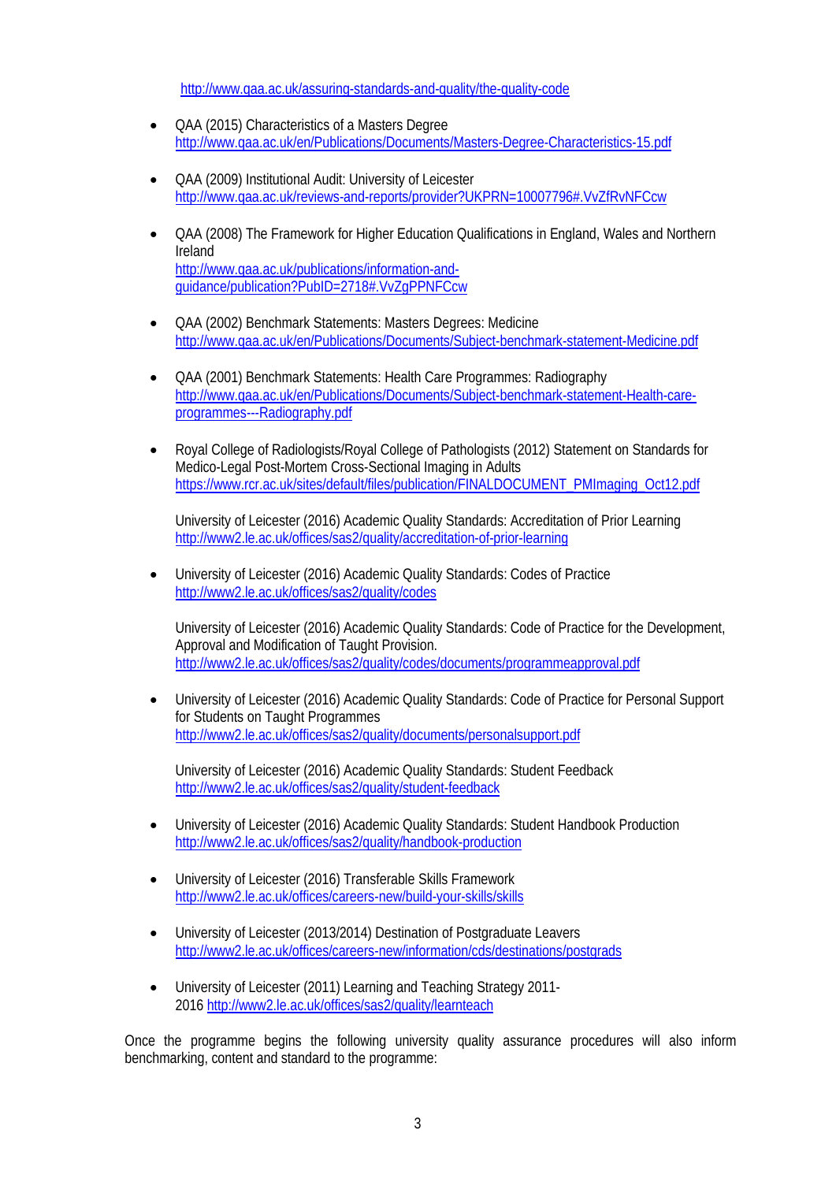http://www.qaa.ac.uk/assuring-standards-and-quality/the-quality-code

- QAA (2015) Characteristics of a Masters Degree
  http://www.qaa.ac.uk/en/Publications/Documents/Masters-Degree-Characteristics-15.pdf

- QAA (2009) Institutional Audit: University of Leicester
  http://www.qaa.ac.uk/reviews-and-reports/provider?UKPRN=10007796#.VvZfRvNFCcw

- QAA (2008) The Framework for Higher Education Qualifications in England, Wales and Northern Ireland
  http://www.qaa.ac.uk/publications/information-and-guidance/publication?PubID=2718#.VvZgPPNFCcw

- QAA (2002) Benchmark Statements: Masters Degrees: Medicine
  http://www.qaa.ac.uk/en/Publications/Documents/Subject-benchmark-statement-Medicine.pdf

- QAA (2001) Benchmark Statements: Health Care Programmes: Radiography
  http://www.qaa.ac.uk/en/Publications/Documents/Subject-benchmark-statement-Health-care-programmes---Radiography.pdf

- Royal College of Radiologists/Royal College of Pathologists (2012) Statement on Standards for Medico-Legal Post-Mortem Cross-Sectional Imaging in Adults
  https://www.rcr.ac.uk/sites/default/files/publication/FINALDOCUMENT_PMImaging_Oct12.pdf

  University of Leicester (2016) Academic Quality Standards: Accreditation of Prior Learning
  http://www2.le.ac.uk/offices/sas2/quality/accreditation-of-prior-learning

- University of Leicester (2016) Academic Quality Standards: Codes of Practice
  http://www2.le.ac.uk/offices/sas2/quality/codes

  University of Leicester (2016) Academic Quality Standards: Code of Practice for the Development, Approval and Modification of Taught Provision.
  http://www2.le.ac.uk/offices/sas2/quality/codes/documents/programmeapproval.pdf

- University of Leicester (2016) Academic Quality Standards: Code of Practice for Personal Support for Students on Taught Programmes
  http://www2.le.ac.uk/offices/sas2/quality/documents/personalsupport.pdf

  University of Leicester (2016) Academic Quality Standards: Student Feedback
  http://www2.le.ac.uk/offices/sas2/quality/student-feedback

- University of Leicester (2016) Academic Quality Standards: Student Handbook Production
  http://www2.le.ac.uk/offices/sas2/quality/handbook-production

- University of Leicester (2016) Transferable Skills Framework
  http://www2.le.ac.uk/offices/careers-new/build-your-skills/skills

- University of Leicester (2013/2014) Destination of Postgraduate Leavers
  http://www2.le.ac.uk/offices/careers-new/information/cds/destinations/postgrads

- University of Leicester (2011) Learning and Teaching Strategy 2011-2016 http://www2.le.ac.uk/offices/sas2/quality/learnteach

Once the programme begins the following university quality assurance procedures will also inform benchmarking, content and standard to the programme: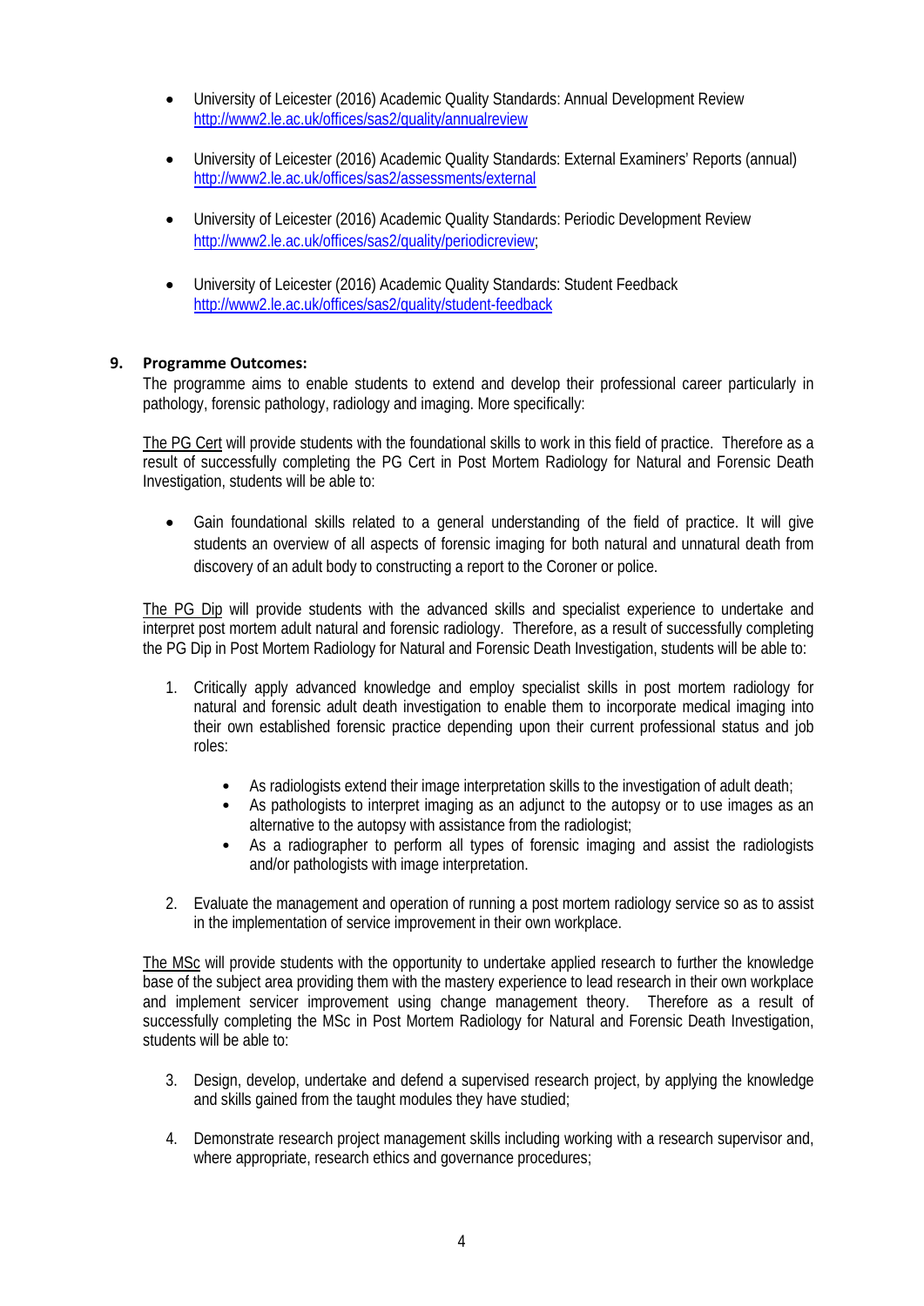- University of Leicester (2016) Academic Quality Standards: Annual Development Review http://www2.le.ac.uk/offices/sas2/quality/annualreview

- University of Leicester (2016) Academic Quality Standards: External Examiners' Reports (annual) http://www2.le.ac.uk/offices/sas2/assessments/external

- University of Leicester (2016) Academic Quality Standards: Periodic Development Review http://www2.le.ac.uk/offices/sas2/quality/periodicreview;

- University of Leicester (2016) Academic Quality Standards: Student Feedback http://www2.le.ac.uk/offices/sas2/quality/student-feedback

## 9. Programme Outcomes:

The programme aims to enable students to extend and develop their professional career particularly in pathology, forensic pathology, radiology and imaging. More specifically:

The PG Cert will provide students with the foundational skills to work in this field of practice. Therefore as a result of successfully completing the PG Cert in Post Mortem Radiology for Natural and Forensic Death Investigation, students will be able to:

- Gain foundational skills related to a general understanding of the field of practice. It will give students an overview of all aspects of forensic imaging for both natural and unnatural death from discovery of an adult body to constructing a report to the Coroner or police.

The PG Dip will provide students with the advanced skills and specialist experience to undertake and interpret post mortem adult natural and forensic radiology. Therefore, as a result of successfully completing the PG Dip in Post Mortem Radiology for Natural and Forensic Death Investigation, students will be able to:

1. Critically apply advanced knowledge and employ specialist skills in post mortem radiology for natural and forensic adult death investigation to enable them to incorporate medical imaging into their own established forensic practice depending upon their current professional status and job roles:
    - As radiologists extend their image interpretation skills to the investigation of adult death;
    - As pathologists to interpret imaging as an adjunct to the autopsy or to use images as an alternative to the autopsy with assistance from the radiologist;
    - As a radiographer to perform all types of forensic imaging and assist the radiologists and/or pathologists with image interpretation.

2. Evaluate the management and operation of running a post mortem radiology service so as to assist in the implementation of service improvement in their own workplace.

The MSc will provide students with the opportunity to undertake applied research to further the knowledge base of the subject area providing them with the mastery experience to lead research in their own workplace and implement servicer improvement using change management theory. Therefore as a result of successfully completing the MSc in Post Mortem Radiology for Natural and Forensic Death Investigation, students will be able to:

3. Design, develop, undertake and defend a supervised research project, by applying the knowledge and skills gained from the taught modules they have studied;

4. Demonstrate research project management skills including working with a research supervisor and, where appropriate, research ethics and governance procedures;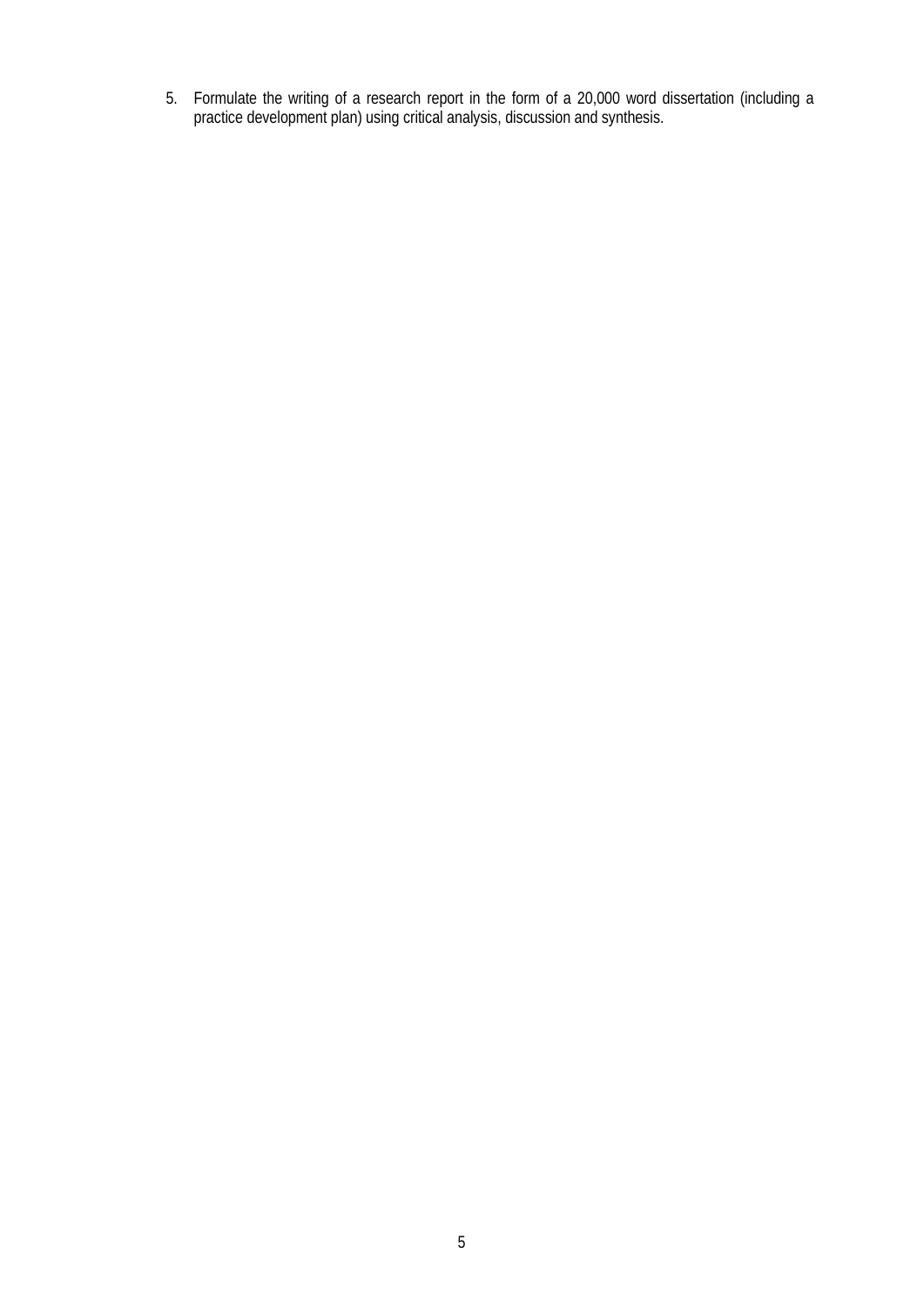5. Formulate the writing of a research report in the form of a 20,000 word dissertation (including a practice development plan) using critical analysis, discussion and synthesis.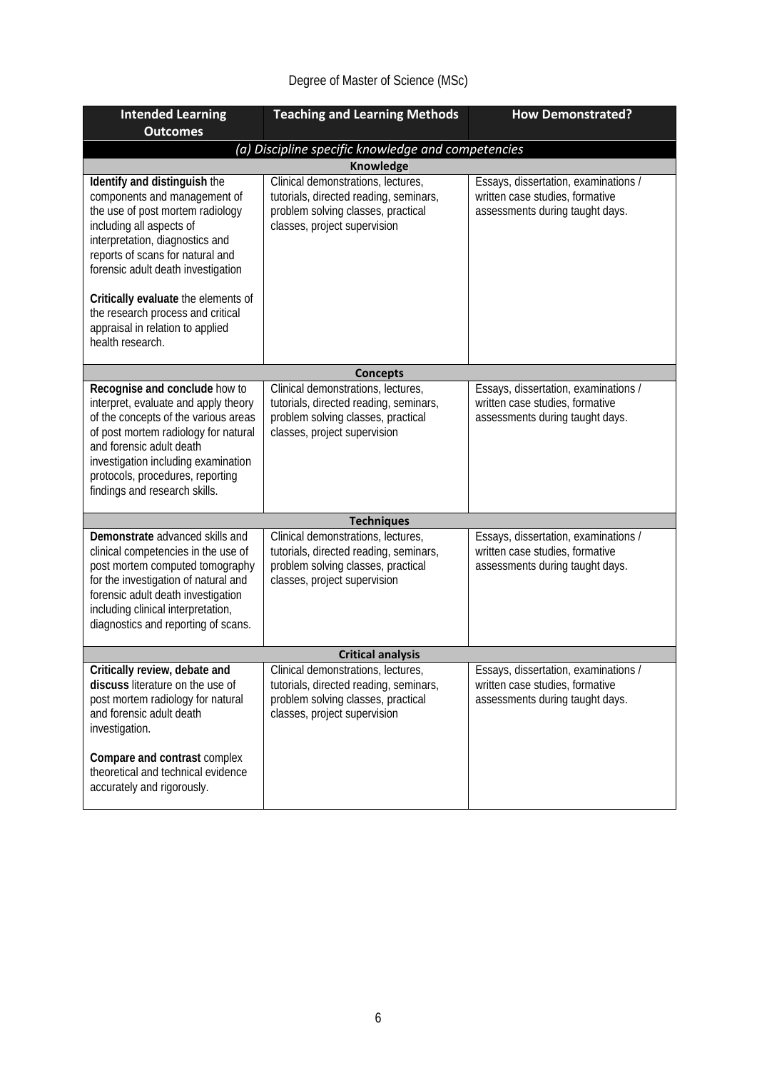Degree of Master of Science (MSc)

| Intended Learning Outcomes | Teaching and Learning Methods | How Demonstrated? |
|---|---|---|
| ***(a) Discipline specific knowledge and competencies*** | | |
| **Knowledge** | | |
| **Identify and distinguish** the components and management of the use of post mortem radiology including all aspects of interpretation, diagnostics and reports of scans for natural and forensic adult death investigation<br><br>**Critically evaluate** the elements of the research process and critical appraisal in relation to applied health research. | Clinical demonstrations, lectures, tutorials, directed reading, seminars, problem solving classes, practical classes, project supervision | Essays, dissertation, examinations / written case studies, formative assessments during taught days. |
| **Concepts** | | |
| **Recognise and conclude** how to interpret, evaluate and apply theory of the concepts of the various areas of post mortem radiology for natural and forensic adult death investigation including examination protocols, procedures, reporting findings and research skills. | Clinical demonstrations, lectures, tutorials, directed reading, seminars, problem solving classes, practical classes, project supervision | Essays, dissertation, examinations / written case studies, formative assessments during taught days. |
| **Techniques** | | |
| **Demonstrate** advanced skills and clinical competencies in the use of post mortem computed tomography for the investigation of natural and forensic adult death investigation including clinical interpretation, diagnostics and reporting of scans. | Clinical demonstrations, lectures, tutorials, directed reading, seminars, problem solving classes, practical classes, project supervision | Essays, dissertation, examinations / written case studies, formative assessments during taught days. |
| **Critical analysis** | | |
| **Critically review, debate and discuss** literature on the use of post mortem radiology for natural and forensic adult death investigation.<br><br>**Compare and contrast** complex theoretical and technical evidence accurately and rigorously. | Clinical demonstrations, lectures, tutorials, directed reading, seminars, problem solving classes, practical classes, project supervision | Essays, dissertation, examinations / written case studies, formative assessments during taught days. |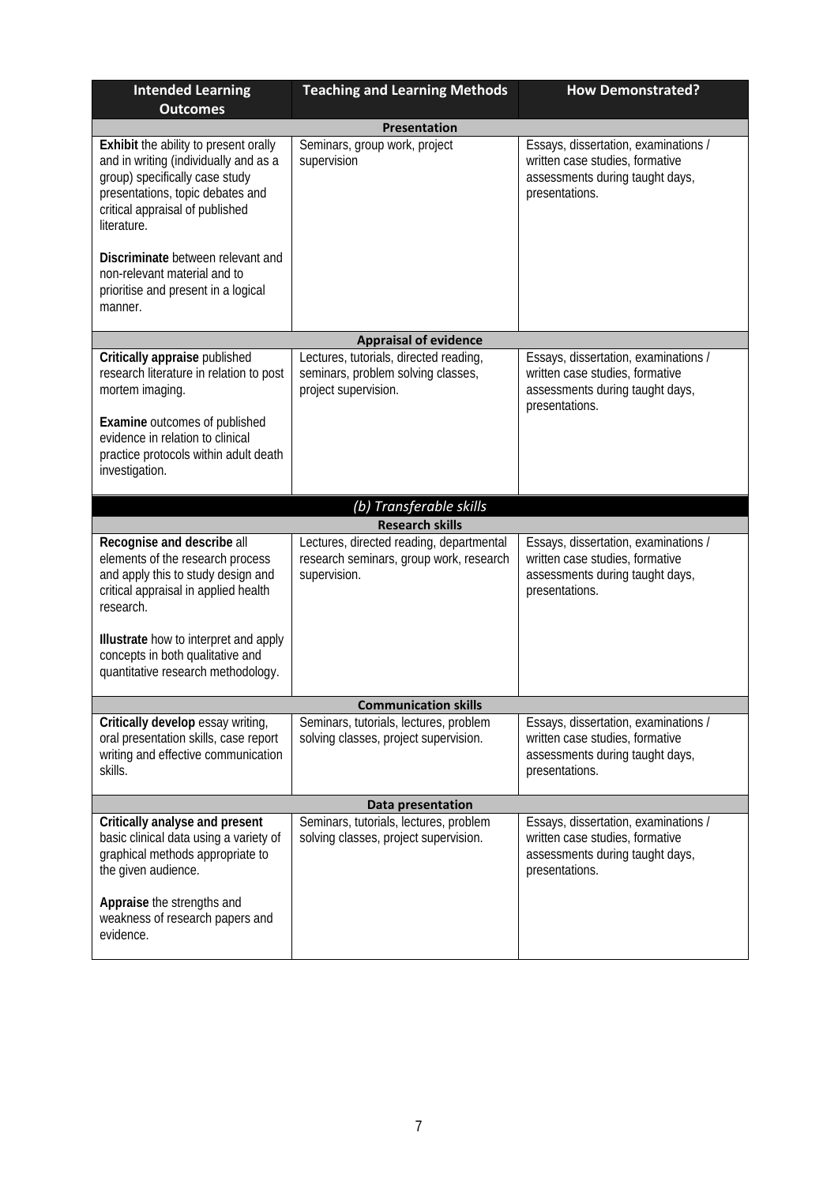| Intended Learning Outcomes | Teaching and Learning Methods | How Demonstrated? |
|---|---|---|
| **Presentation** | | |
| **Exhibit** the ability to present orally and in writing (individually and as a group) specifically case study presentations, topic debates and critical appraisal of published literature.<br><br>**Discriminate** between relevant and non-relevant material and to prioritise and present in a logical manner. | Seminars, group work, project supervision | Essays, dissertation, examinations / written case studies, formative assessments during taught days, presentations. |
| **Appraisal of evidence** | | |
| **Critically appraise** published research literature in relation to post mortem imaging.<br><br>**Examine** outcomes of published evidence in relation to clinical practice protocols within adult death investigation. | Lectures, tutorials, directed reading, seminars, problem solving classes, project supervision. | Essays, dissertation, examinations / written case studies, formative assessments during taught days, presentations. |
| ***(b) Transferable skills*** | | |
| **Research skills** | | |
| **Recognise and describe** all elements of the research process and apply this to study design and critical appraisal in applied health research.<br><br>**Illustrate** how to interpret and apply concepts in both qualitative and quantitative research methodology. | Lectures, directed reading, departmental research seminars, group work, research supervision. | Essays, dissertation, examinations / written case studies, formative assessments during taught days, presentations. |
| **Communication skills** | | |
| **Critically develop** essay writing, oral presentation skills, case report writing and effective communication skills. | Seminars, tutorials, lectures, problem solving classes, project supervision. | Essays, dissertation, examinations / written case studies, formative assessments during taught days, presentations. |
| **Data presentation** | | |
| **Critically analyse and present** basic clinical data using a variety of graphical methods appropriate to the given audience.<br><br>**Appraise** the strengths and weakness of research papers and evidence. | Seminars, tutorials, lectures, problem solving classes, project supervision. | Essays, dissertation, examinations / written case studies, formative assessments during taught days, presentations. |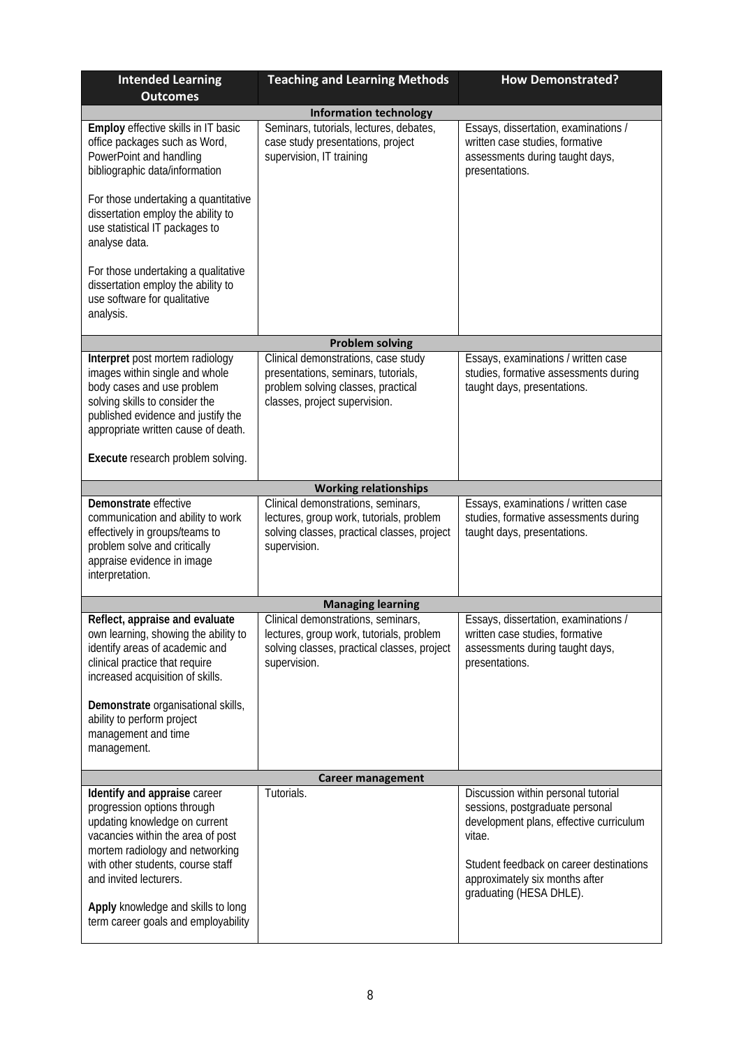| Intended Learning Outcomes | Teaching and Learning Methods | How Demonstrated? |
|---|---|---|
| **Information technology** | | |
| **Employ** effective skills in IT basic office packages such as Word, PowerPoint and handling bibliographic data/information<br><br>For those undertaking a quantitative dissertation employ the ability to use statistical IT packages to analyse data.<br><br>For those undertaking a qualitative dissertation employ the ability to use software for qualitative analysis. | Seminars, tutorials, lectures, debates, case study presentations, project supervision, IT training | Essays, dissertation, examinations / written case studies, formative assessments during taught days, presentations. |
| **Problem solving** | | |
| **Interpret** post mortem radiology images within single and whole body cases and use problem solving skills to consider the published evidence and justify the appropriate written cause of death.<br><br>**Execute** research problem solving. | Clinical demonstrations, case study presentations, seminars, tutorials, problem solving classes, practical classes, project supervision. | Essays, examinations / written case studies, formative assessments during taught days, presentations. |
| **Working relationships** | | |
| **Demonstrate** effective communication and ability to work effectively in groups/teams to problem solve and critically appraise evidence in image interpretation. | Clinical demonstrations, seminars, lectures, group work, tutorials, problem solving classes, practical classes, project supervision. | Essays, examinations / written case studies, formative assessments during taught days, presentations. |
| **Managing learning** | | |
| **Reflect, appraise and evaluate** own learning, showing the ability to identify areas of academic and clinical practice that require increased acquisition of skills.<br><br>**Demonstrate** organisational skills, ability to perform project management and time management. | Clinical demonstrations, seminars, lectures, group work, tutorials, problem solving classes, practical classes, project supervision. | Essays, dissertation, examinations / written case studies, formative assessments during taught days, presentations. |
| **Career management** | | |
| **Identify and appraise** career progression options through updating knowledge on current vacancies within the area of post mortem radiology and networking with other students, course staff and invited lecturers.<br><br>**Apply** knowledge and skills to long term career goals and employability | Tutorials. | Discussion within personal tutorial sessions, postgraduate personal development plans, effective curriculum vitae.<br><br>Student feedback on career destinations approximately six months after graduating (HESA DHLE). |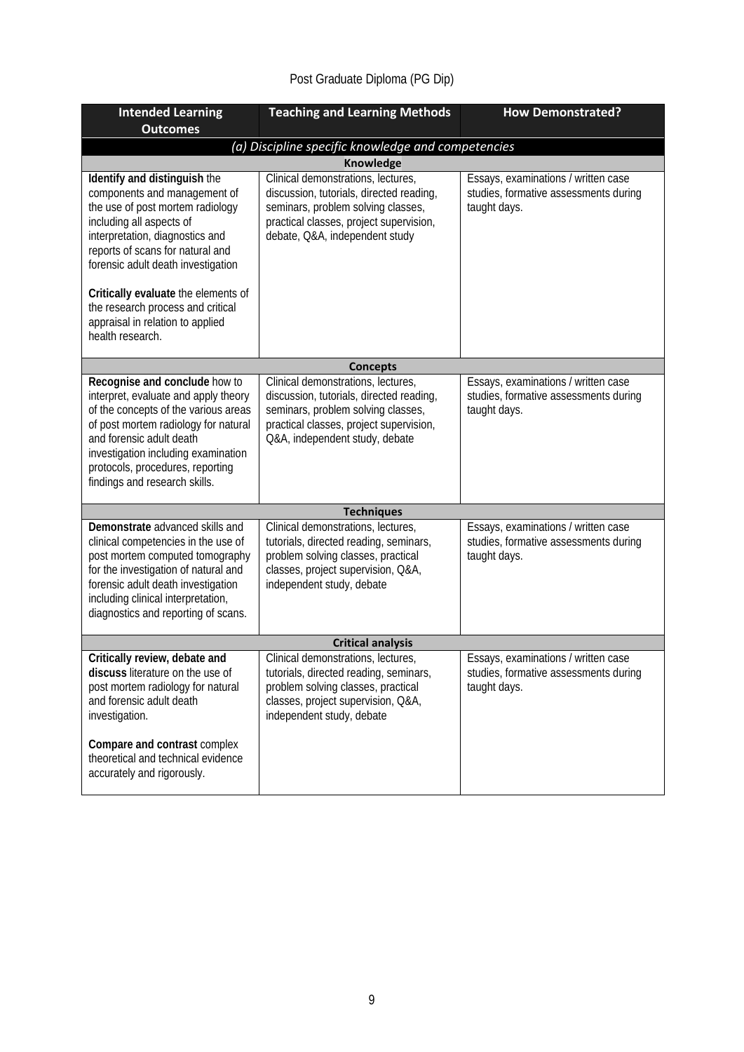Post Graduate Diploma (PG Dip)

| Intended Learning Outcomes | Teaching and Learning Methods | How Demonstrated? |
|---|---|---|
| *(a) Discipline specific knowledge and competencies* | | |
| **Knowledge** | | |
| **Identify and distinguish** the components and management of the use of post mortem radiology including all aspects of interpretation, diagnostics and reports of scans for natural and forensic adult death investigation<br><br>**Critically evaluate** the elements of the research process and critical appraisal in relation to applied health research. | Clinical demonstrations, lectures, discussion, tutorials, directed reading, seminars, problem solving classes, practical classes, project supervision, debate, Q&A, independent study | Essays, examinations / written case studies, formative assessments during taught days. |
| **Concepts** | | |
| **Recognise and conclude** how to interpret, evaluate and apply theory of the concepts of the various areas of post mortem radiology for natural and forensic adult death investigation including examination protocols, procedures, reporting findings and research skills. | Clinical demonstrations, lectures, discussion, tutorials, directed reading, seminars, problem solving classes, practical classes, project supervision, Q&A, independent study, debate | Essays, examinations / written case studies, formative assessments during taught days. |
| **Techniques** | | |
| **Demonstrate** advanced skills and clinical competencies in the use of post mortem computed tomography for the investigation of natural and forensic adult death investigation including clinical interpretation, diagnostics and reporting of scans. | Clinical demonstrations, lectures, tutorials, directed reading, seminars, problem solving classes, practical classes, project supervision, Q&A, independent study, debate | Essays, examinations / written case studies, formative assessments during taught days. |
| **Critical analysis** | | |
| **Critically review, debate and discuss** literature on the use of post mortem radiology for natural and forensic adult death investigation.<br><br>**Compare and contrast** complex theoretical and technical evidence accurately and rigorously. | Clinical demonstrations, lectures, tutorials, directed reading, seminars, problem solving classes, practical classes, project supervision, Q&A, independent study, debate | Essays, examinations / written case studies, formative assessments during taught days. |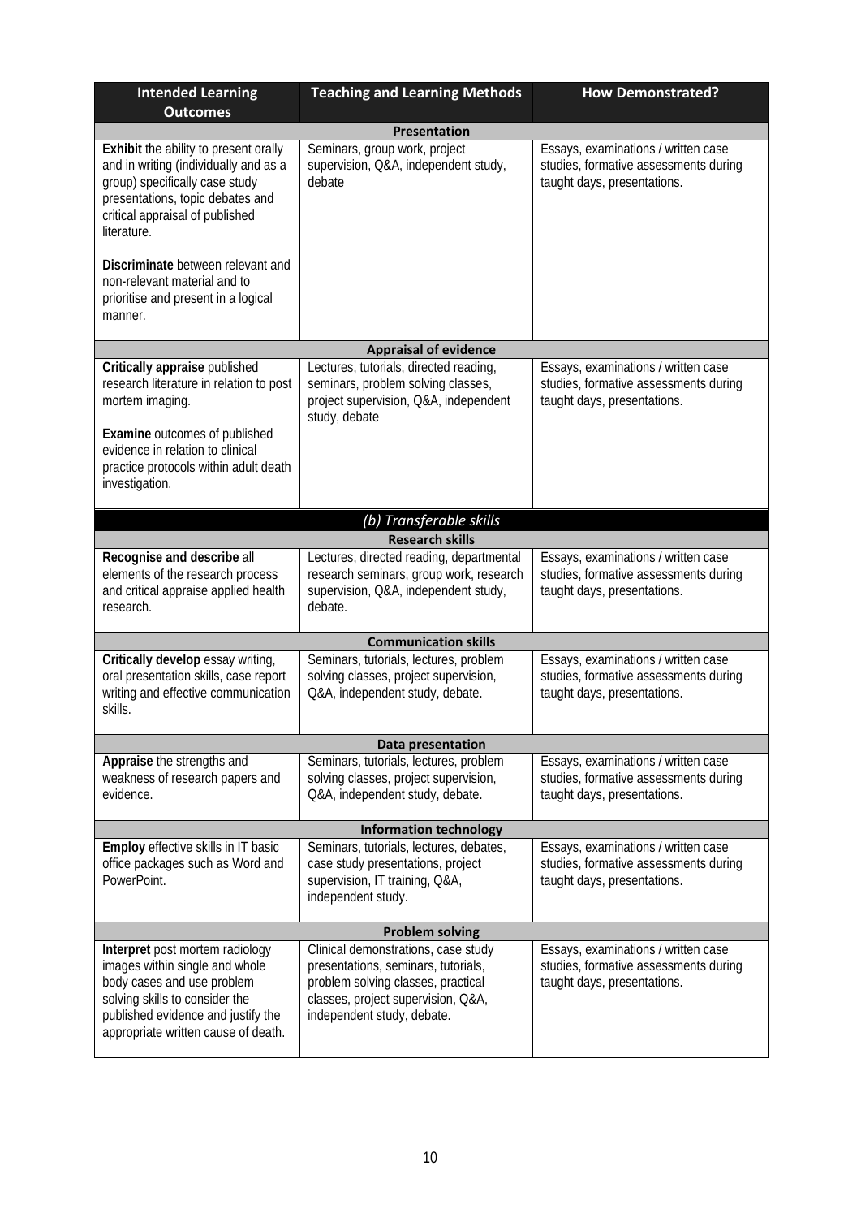| Intended Learning Outcomes | Teaching and Learning Methods | How Demonstrated? |
|---|---|---|
| **Presentation** | | |
| **Exhibit** the ability to present orally and in writing (individually and as a group) specifically case study presentations, topic debates and critical appraisal of published literature.<br><br>**Discriminate** between relevant and non-relevant material and to prioritise and present in a logical manner. | Seminars, group work, project supervision, Q&A, independent study, debate | Essays, examinations / written case studies, formative assessments during taught days, presentations. |
| **Appraisal of evidence** | | |
| **Critically appraise** published research literature in relation to post mortem imaging.<br><br>**Examine** outcomes of published evidence in relation to clinical practice protocols within adult death investigation. | Lectures, tutorials, directed reading, seminars, problem solving classes, project supervision, Q&A, independent study, debate | Essays, examinations / written case studies, formative assessments during taught days, presentations. |
| ***(b) Transferable skills*** | | |
| **Research skills** | | |
| **Recognise and describe** all elements of the research process and critical appraise applied health research. | Lectures, directed reading, departmental research seminars, group work, research supervision, Q&A, independent study, debate. | Essays, examinations / written case studies, formative assessments during taught days, presentations. |
| **Communication skills** | | |
| **Critically develop** essay writing, oral presentation skills, case report writing and effective communication skills. | Seminars, tutorials, lectures, problem solving classes, project supervision, Q&A, independent study, debate. | Essays, examinations / written case studies, formative assessments during taught days, presentations. |
| **Data presentation** | | |
| **Appraise** the strengths and weakness of research papers and evidence. | Seminars, tutorials, lectures, problem solving classes, project supervision, Q&A, independent study, debate. | Essays, examinations / written case studies, formative assessments during taught days, presentations. |
| **Information technology** | | |
| **Employ** effective skills in IT basic office packages such as Word and PowerPoint. | Seminars, tutorials, lectures, debates, case study presentations, project supervision, IT training, Q&A, independent study. | Essays, examinations / written case studies, formative assessments during taught days, presentations. |
| **Problem solving** | | |
| **Interpret** post mortem radiology images within single and whole body cases and use problem solving skills to consider the published evidence and justify the appropriate written cause of death. | Clinical demonstrations, case study presentations, seminars, tutorials, problem solving classes, practical classes, project supervision, Q&A, independent study, debate. | Essays, examinations / written case studies, formative assessments during taught days, presentations. |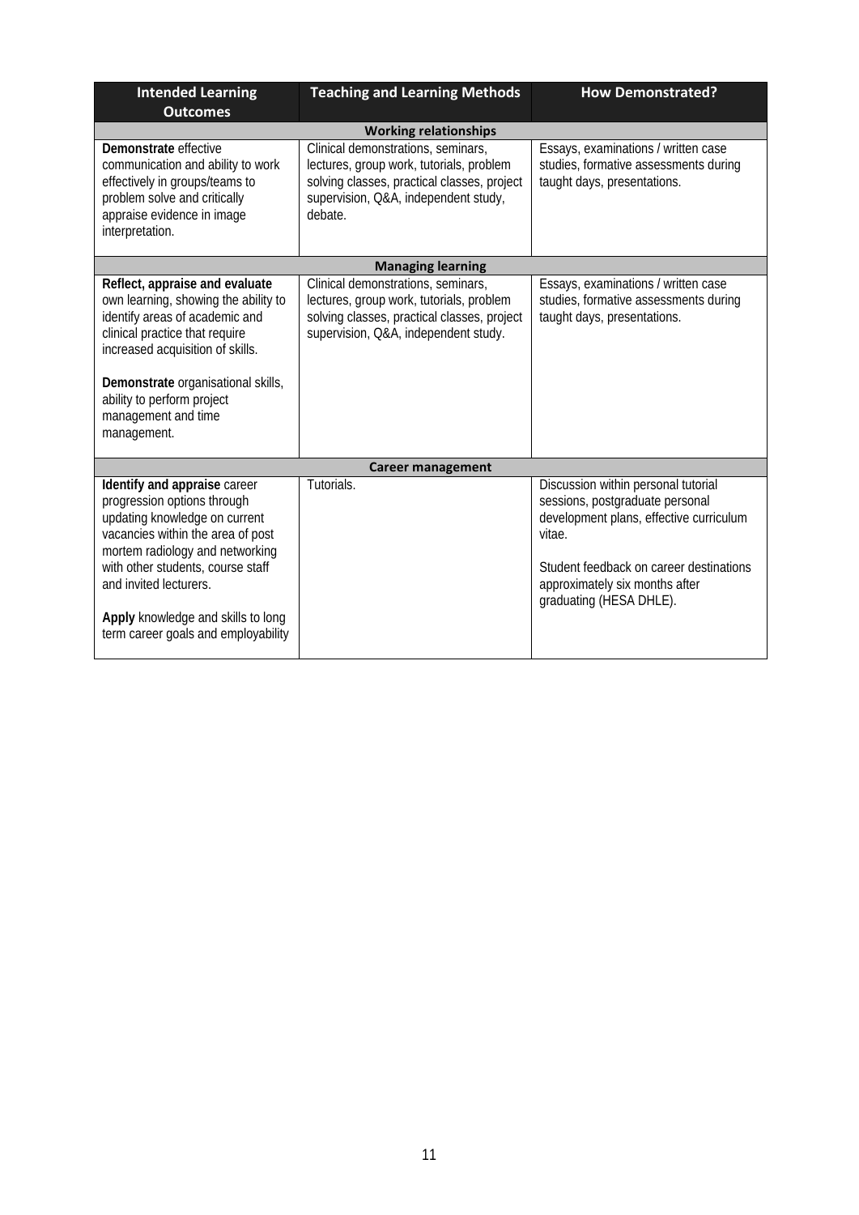| Intended Learning Outcomes | Teaching and Learning Methods | How Demonstrated? |
|---|---|---|
| **Working relationships** | | |
| **Demonstrate** effective communication and ability to work effectively in groups/teams to problem solve and critically appraise evidence in image interpretation. | Clinical demonstrations, seminars, lectures, group work, tutorials, problem solving classes, practical classes, project supervision, Q&A, independent study, debate. | Essays, examinations / written case studies, formative assessments during taught days, presentations. |
| **Managing learning** | | |
| **Reflect, appraise and evaluate** own learning, showing the ability to identify areas of academic and clinical practice that require increased acquisition of skills.<br><br>**Demonstrate** organisational skills, ability to perform project management and time management. | Clinical demonstrations, seminars, lectures, group work, tutorials, problem solving classes, practical classes, project supervision, Q&A, independent study. | Essays, examinations / written case studies, formative assessments during taught days, presentations. |
| **Career management** | | |
| **Identify and appraise** career progression options through updating knowledge on current vacancies within the area of post mortem radiology and networking with other students, course staff and invited lecturers.<br><br>**Apply** knowledge and skills to long term career goals and employability | Tutorials. | Discussion within personal tutorial sessions, postgraduate personal development plans, effective curriculum vitae.<br><br>Student feedback on career destinations approximately six months after graduating (HESA DHLE). |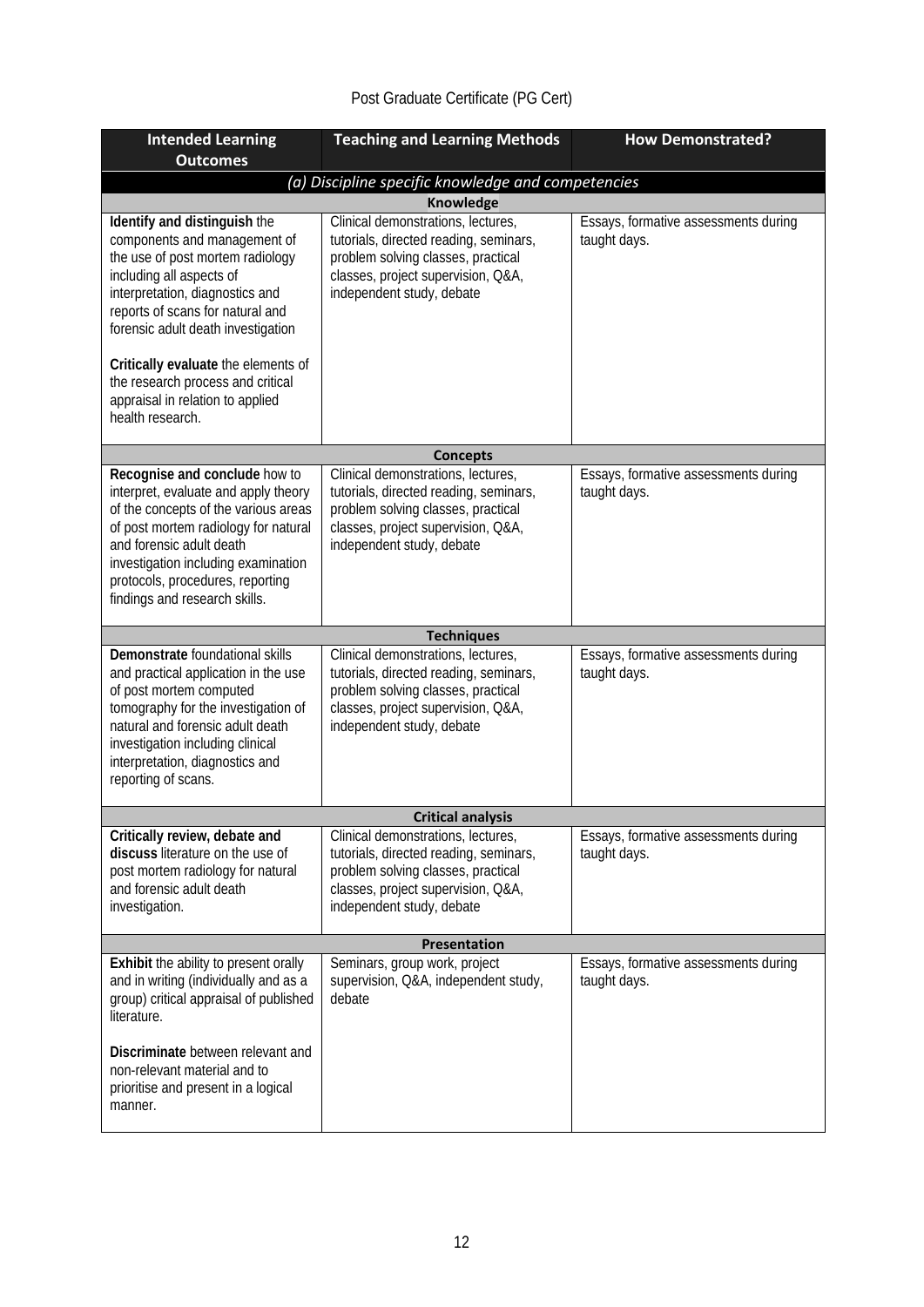Post Graduate Certificate (PG Cert)

| Intended Learning Outcomes | Teaching and Learning Methods | How Demonstrated? |
|---|---|---|
| *(a) Discipline specific knowledge and competencies* | | |
| **Knowledge** | | |
| **Identify and distinguish** the components and management of the use of post mortem radiology including all aspects of interpretation, diagnostics and reports of scans for natural and forensic adult death investigation<br><br>**Critically evaluate** the elements of the research process and critical appraisal in relation to applied health research. | Clinical demonstrations, lectures, tutorials, directed reading, seminars, problem solving classes, practical classes, project supervision, Q&A, independent study, debate | Essays, formative assessments during taught days. |
| **Concepts** | | |
| **Recognise and conclude** how to interpret, evaluate and apply theory of the concepts of the various areas of post mortem radiology for natural and forensic adult death investigation including examination protocols, procedures, reporting findings and research skills. | Clinical demonstrations, lectures, tutorials, directed reading, seminars, problem solving classes, practical classes, project supervision, Q&A, independent study, debate | Essays, formative assessments during taught days. |
| **Techniques** | | |
| **Demonstrate** foundational skills and practical application in the use of post mortem computed tomography for the investigation of natural and forensic adult death investigation including clinical interpretation, diagnostics and reporting of scans. | Clinical demonstrations, lectures, tutorials, directed reading, seminars, problem solving classes, practical classes, project supervision, Q&A, independent study, debate | Essays, formative assessments during taught days. |
| **Critical analysis** | | |
| **Critically review, debate and discuss** literature on the use of post mortem radiology for natural and forensic adult death investigation. | Clinical demonstrations, lectures, tutorials, directed reading, seminars, problem solving classes, practical classes, project supervision, Q&A, independent study, debate | Essays, formative assessments during taught days. |
| **Presentation** | | |
| **Exhibit** the ability to present orally and in writing (individually and as a group) critical appraisal of published literature.<br><br>**Discriminate** between relevant and non-relevant material and to prioritise and present in a logical manner. | Seminars, group work, project supervision, Q&A, independent study, debate | Essays, formative assessments during taught days. |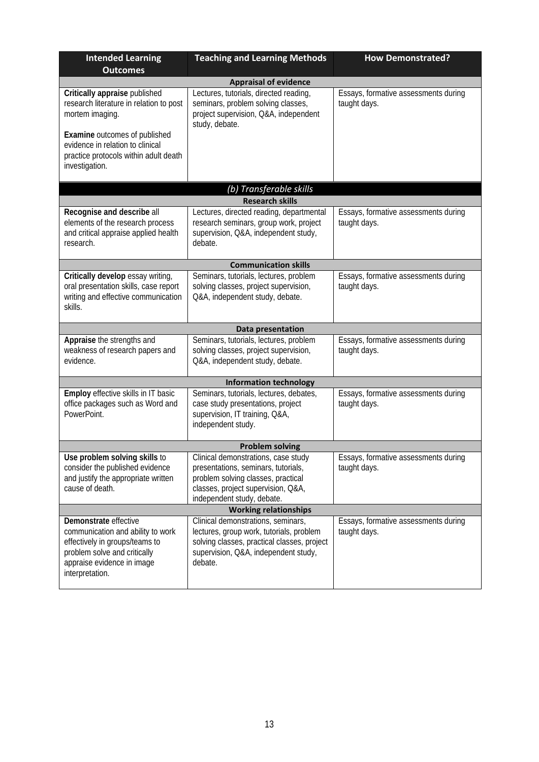| Intended Learning Outcomes | Teaching and Learning Methods | How Demonstrated? |
|---|---|---|
| **Appraisal of evidence** | | |
| **Critically appraise** published research literature in relation to post mortem imaging.<br><br>**Examine** outcomes of published evidence in relation to clinical practice protocols within adult death investigation. | Lectures, tutorials, directed reading, seminars, problem solving classes, project supervision, Q&A, independent study, debate. | Essays, formative assessments during taught days. |
| ***(b) Transferable skills*** | | |
| **Research skills** | | |
| **Recognise and describe** all elements of the research process and critical appraise applied health research. | Lectures, directed reading, departmental research seminars, group work, project supervision, Q&A, independent study, debate. | Essays, formative assessments during taught days. |
| **Communication skills** | | |
| **Critically develop** essay writing, oral presentation skills, case report writing and effective communication skills. | Seminars, tutorials, lectures, problem solving classes, project supervision, Q&A, independent study, debate. | Essays, formative assessments during taught days. |
| **Data presentation** | | |
| **Appraise** the strengths and weakness of research papers and evidence. | Seminars, tutorials, lectures, problem solving classes, project supervision, Q&A, independent study, debate. | Essays, formative assessments during taught days. |
| **Information technology** | | |
| **Employ** effective skills in IT basic office packages such as Word and PowerPoint. | Seminars, tutorials, lectures, debates, case study presentations, project supervision, IT training, Q&A, independent study. | Essays, formative assessments during taught days. |
| **Problem solving** | | |
| **Use problem solving skills** to consider the published evidence and justify the appropriate written cause of death. | Clinical demonstrations, case study presentations, seminars, tutorials, problem solving classes, practical classes, project supervision, Q&A, independent study, debate. | Essays, formative assessments during taught days. |
| **Working relationships** | | |
| **Demonstrate** effective communication and ability to work effectively in groups/teams to problem solve and critically appraise evidence in image interpretation. | Clinical demonstrations, seminars, lectures, group work, tutorials, problem solving classes, practical classes, project supervision, Q&A, independent study, debate. | Essays, formative assessments during taught days. |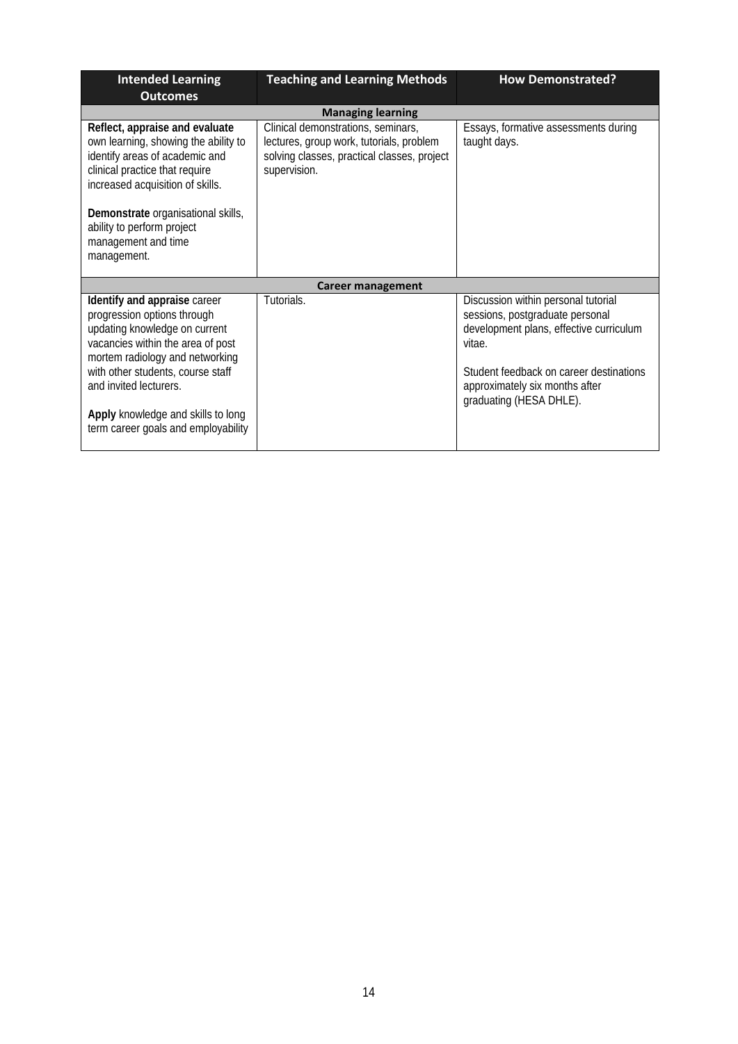| Intended Learning Outcomes | Teaching and Learning Methods | How Demonstrated? |
|---|---|---|
| **Managing learning** | | |
| **Reflect, appraise and evaluate** own learning, showing the ability to identify areas of academic and clinical practice that require increased acquisition of skills.<br><br>**Demonstrate** organisational skills, ability to perform project management and time management. | Clinical demonstrations, seminars, lectures, group work, tutorials, problem solving classes, practical classes, project supervision. | Essays, formative assessments during taught days. |
| **Career management** | | |
| **Identify and appraise** career progression options through updating knowledge on current vacancies within the area of post mortem radiology and networking with other students, course staff and invited lecturers.<br><br>**Apply** knowledge and skills to long term career goals and employability | Tutorials. | Discussion within personal tutorial sessions, postgraduate personal development plans, effective curriculum vitae.<br><br>Student feedback on career destinations approximately six months after graduating (HESA DHLE). |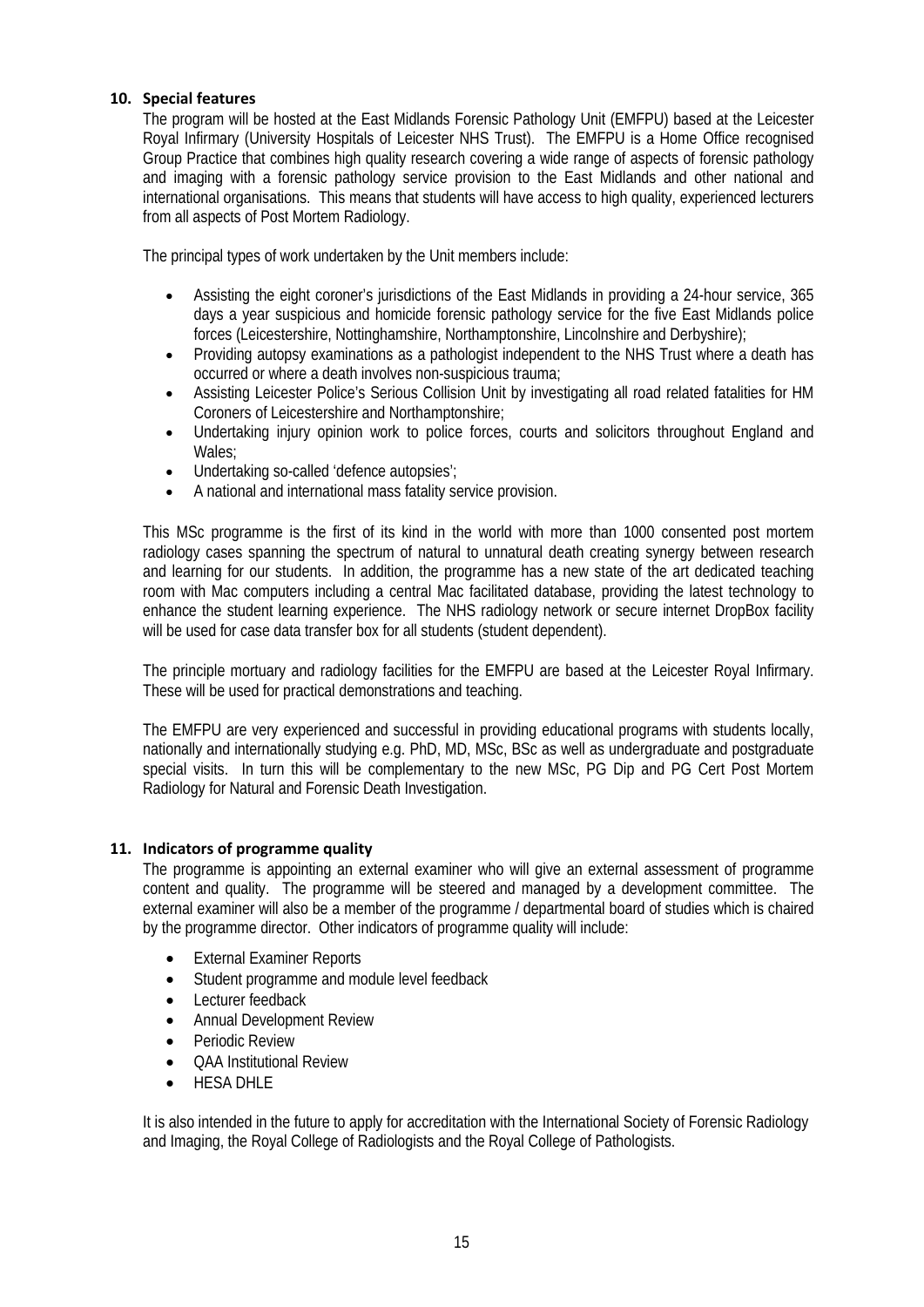## 10. Special features

The program will be hosted at the East Midlands Forensic Pathology Unit (EMFPU) based at the Leicester Royal Infirmary (University Hospitals of Leicester NHS Trust). The EMFPU is a Home Office recognised Group Practice that combines high quality research covering a wide range of aspects of forensic pathology and imaging with a forensic pathology service provision to the East Midlands and other national and international organisations. This means that students will have access to high quality, experienced lecturers from all aspects of Post Mortem Radiology.

The principal types of work undertaken by the Unit members include:

- Assisting the eight coroner's jurisdictions of the East Midlands in providing a 24-hour service, 365 days a year suspicious and homicide forensic pathology service for the five East Midlands police forces (Leicestershire, Nottinghamshire, Northamptonshire, Lincolnshire and Derbyshire);
- Providing autopsy examinations as a pathologist independent to the NHS Trust where a death has occurred or where a death involves non-suspicious trauma;
- Assisting Leicester Police's Serious Collision Unit by investigating all road related fatalities for HM Coroners of Leicestershire and Northamptonshire;
- Undertaking injury opinion work to police forces, courts and solicitors throughout England and Wales;
- Undertaking so-called 'defence autopsies';
- A national and international mass fatality service provision.

This MSc programme is the first of its kind in the world with more than 1000 consented post mortem radiology cases spanning the spectrum of natural to unnatural death creating synergy between research and learning for our students. In addition, the programme has a new state of the art dedicated teaching room with Mac computers including a central Mac facilitated database, providing the latest technology to enhance the student learning experience. The NHS radiology network or secure internet DropBox facility will be used for case data transfer box for all students (student dependent).

The principle mortuary and radiology facilities for the EMFPU are based at the Leicester Royal Infirmary. These will be used for practical demonstrations and teaching.

The EMFPU are very experienced and successful in providing educational programs with students locally, nationally and internationally studying e.g. PhD, MD, MSc, BSc as well as undergraduate and postgraduate special visits. In turn this will be complementary to the new MSc, PG Dip and PG Cert Post Mortem Radiology for Natural and Forensic Death Investigation.

## 11. Indicators of programme quality

The programme is appointing an external examiner who will give an external assessment of programme content and quality. The programme will be steered and managed by a development committee. The external examiner will also be a member of the programme / departmental board of studies which is chaired by the programme director. Other indicators of programme quality will include:

- External Examiner Reports
- Student programme and module level feedback
- Lecturer feedback
- Annual Development Review
- Periodic Review
- QAA Institutional Review
- HESA DHLE

It is also intended in the future to apply for accreditation with the International Society of Forensic Radiology and Imaging, the Royal College of Radiologists and the Royal College of Pathologists.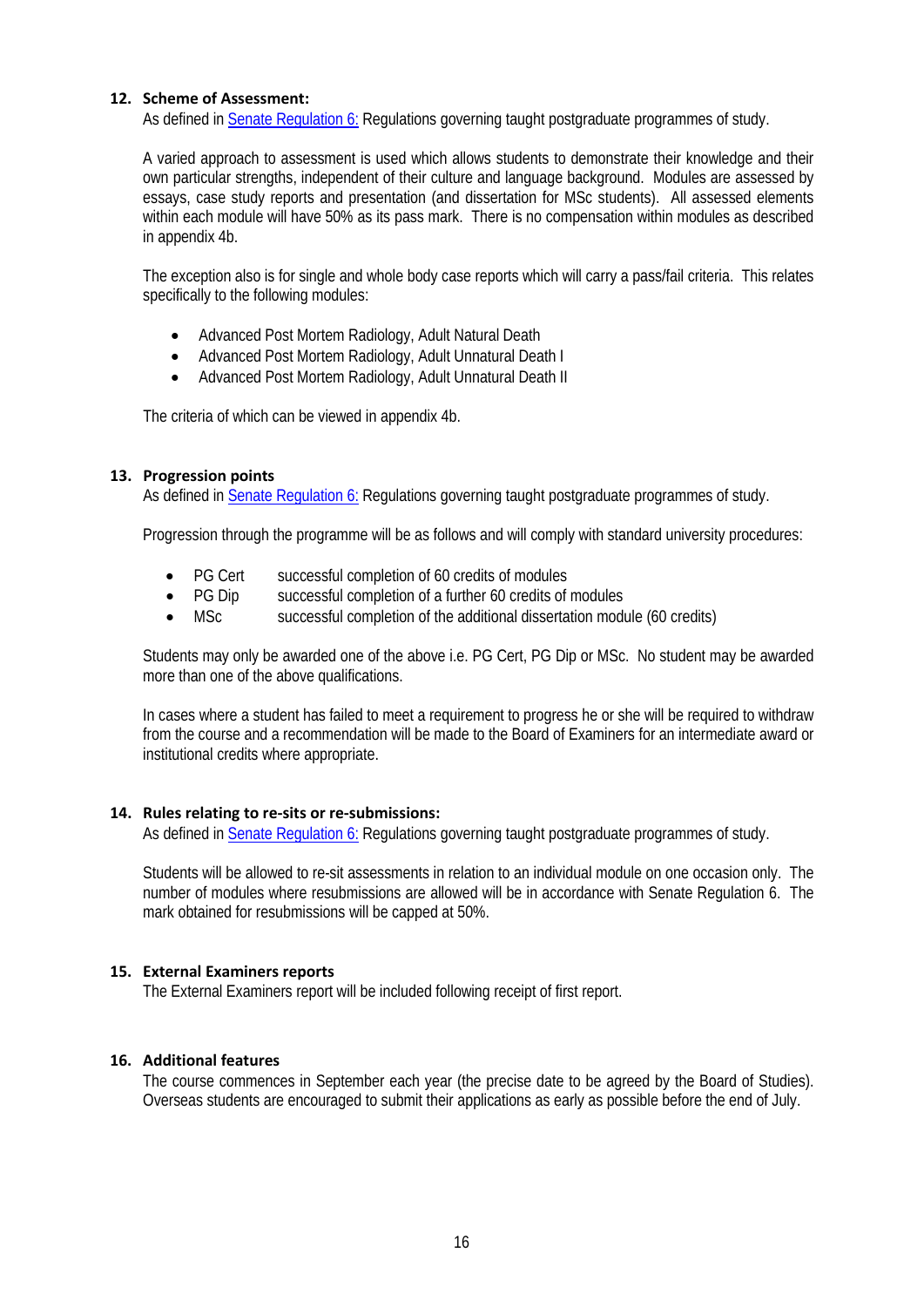## 12. Scheme of Assessment:

As defined in [Senate Regulation 6:] Regulations governing taught postgraduate programmes of study.

A varied approach to assessment is used which allows students to demonstrate their knowledge and their own particular strengths, independent of their culture and language background. Modules are assessed by essays, case study reports and presentation (and dissertation for MSc students). All assessed elements within each module will have 50% as its pass mark. There is no compensation within modules as described in appendix 4b.

The exception also is for single and whole body case reports which will carry a pass/fail criteria. This relates specifically to the following modules:

- Advanced Post Mortem Radiology, Adult Natural Death
- Advanced Post Mortem Radiology, Adult Unnatural Death I
- Advanced Post Mortem Radiology, Adult Unnatural Death II

The criteria of which can be viewed in appendix 4b.

## 13. Progression points

As defined in [Senate Regulation 6:] Regulations governing taught postgraduate programmes of study.

Progression through the programme will be as follows and will comply with standard university procedures:

- PG Cert    successful completion of 60 credits of modules
- PG Dip    successful completion of a further 60 credits of modules
- MSc    successful completion of the additional dissertation module (60 credits)

Students may only be awarded one of the above i.e. PG Cert, PG Dip or MSc. No student may be awarded more than one of the above qualifications.

In cases where a student has failed to meet a requirement to progress he or she will be required to withdraw from the course and a recommendation will be made to the Board of Examiners for an intermediate award or institutional credits where appropriate.

## 14. Rules relating to re-sits or re-submissions:

As defined in [Senate Regulation 6:] Regulations governing taught postgraduate programmes of study.

Students will be allowed to re-sit assessments in relation to an individual module on one occasion only. The number of modules where resubmissions are allowed will be in accordance with Senate Regulation 6. The mark obtained for resubmissions will be capped at 50%.

## 15. External Examiners reports

The External Examiners report will be included following receipt of first report.

## 16. Additional features

The course commences in September each year (the precise date to be agreed by the Board of Studies). Overseas students are encouraged to submit their applications as early as possible before the end of July.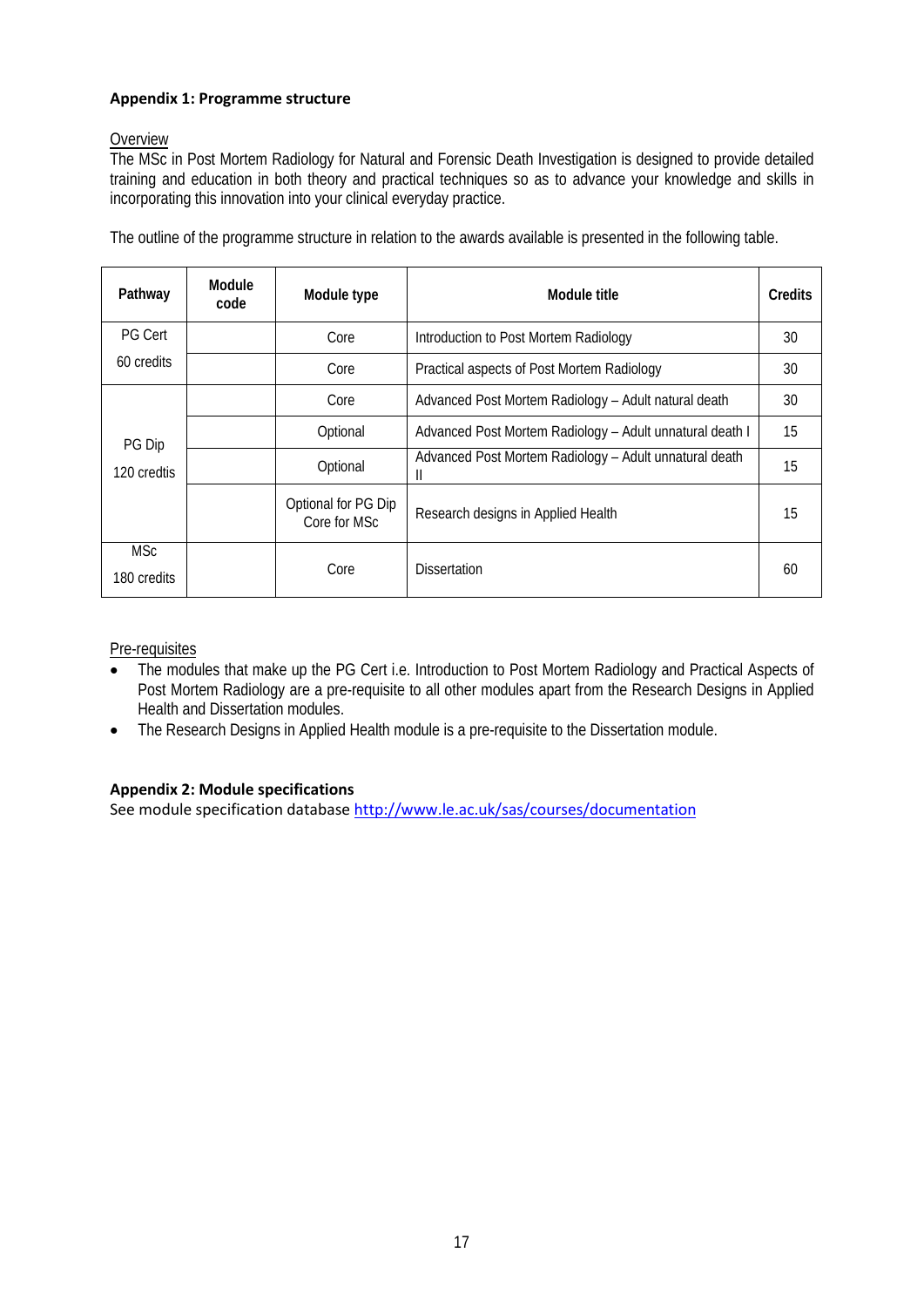**Appendix 1: Programme structure**

Overview

The MSc in Post Mortem Radiology for Natural and Forensic Death Investigation is designed to provide detailed training and education in both theory and practical techniques so as to advance your knowledge and skills in incorporating this innovation into your clinical everyday practice.

The outline of the programme structure in relation to the awards available is presented in the following table.

| Pathway | Module code | Module type | Module title | Credits |
|---|---|---|---|---|
| PG Cert 60 credits | | Core | Introduction to Post Mortem Radiology | 30 |
| | | Core | Practical aspects of Post Mortem Radiology | 30 |
| PG Dip 120 credtis | | Core | Advanced Post Mortem Radiology – Adult natural death | 30 |
| | | Optional | Advanced Post Mortem Radiology – Adult unnatural death I | 15 |
| | | Optional | Advanced Post Mortem Radiology – Adult unnatural death II | 15 |
| | | Optional for PG Dip Core for MSc | Research designs in Applied Health | 15 |
| MSc 180 credits | | Core | Dissertation | 60 |

Pre-requisites

- The modules that make up the PG Cert i.e. Introduction to Post Mortem Radiology and Practical Aspects of Post Mortem Radiology are a pre-requisite to all other modules apart from the Research Designs in Applied Health and Dissertation modules.
- The Research Designs in Applied Health module is a pre-requisite to the Dissertation module.

**Appendix 2: Module specifications**

See module specification database http://www.le.ac.uk/sas/courses/documentation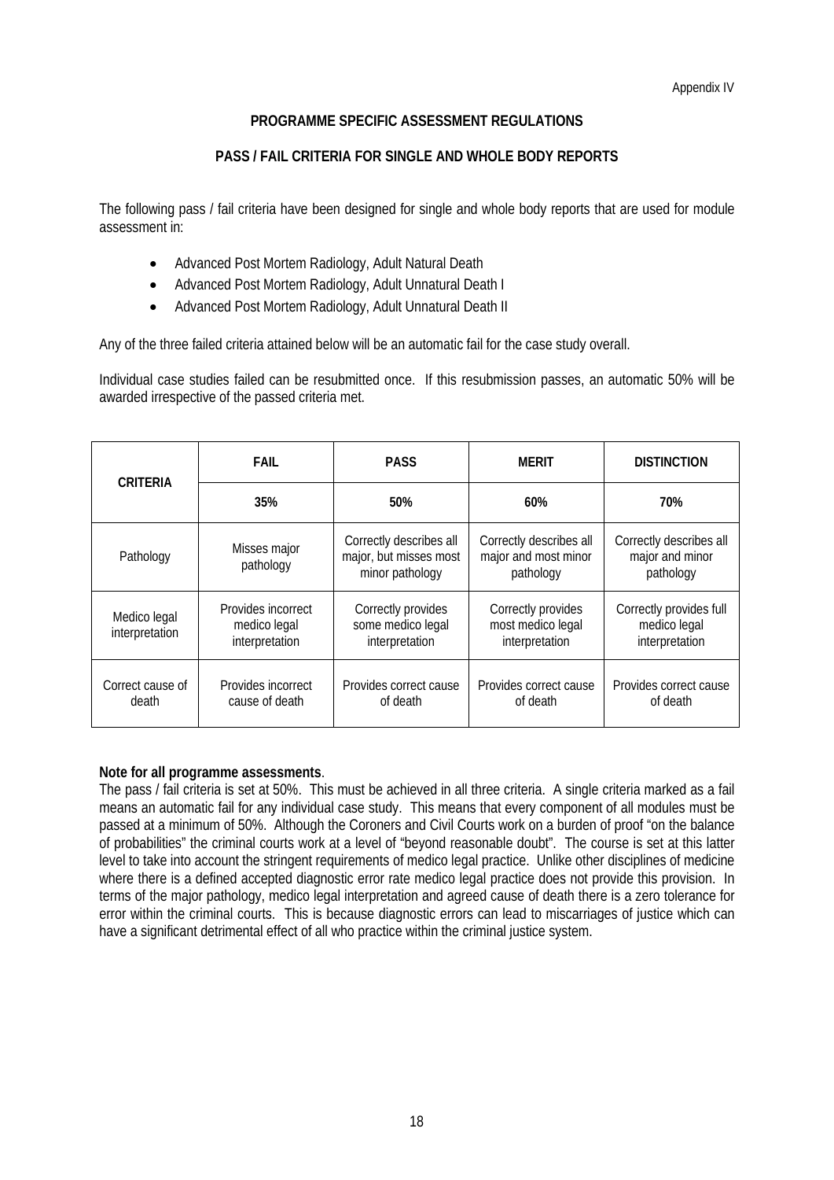Appendix IV

## PROGRAMME SPECIFIC ASSESSMENT REGULATIONS

## PASS / FAIL CRITERIA FOR SINGLE AND WHOLE BODY REPORTS

The following pass / fail criteria have been designed for single and whole body reports that are used for module assessment in:

- Advanced Post Mortem Radiology, Adult Natural Death
- Advanced Post Mortem Radiology, Adult Unnatural Death I
- Advanced Post Mortem Radiology, Adult Unnatural Death II

Any of the three failed criteria attained below will be an automatic fail for the case study overall.

Individual case studies failed can be resubmitted once. If this resubmission passes, an automatic 50% will be awarded irrespective of the passed criteria met.

| CRITERIA | FAIL | PASS | MERIT | DISTINCTION |
|---|---|---|---|---|
| | 35% | 50% | 60% | 70% |
| Pathology | Misses major pathology | Correctly describes all major, but misses most minor pathology | Correctly describes all major and most minor pathology | Correctly describes all major and minor pathology |
| Medico legal interpretation | Provides incorrect medico legal interpretation | Correctly provides some medico legal interpretation | Correctly provides most medico legal interpretation | Correctly provides full medico legal interpretation |
| Correct cause of death | Provides incorrect cause of death | Provides correct cause of death | Provides correct cause of death | Provides correct cause of death |

**Note for all programme assessments**.
The pass / fail criteria is set at 50%. This must be achieved in all three criteria. A single criteria marked as a fail means an automatic fail for any individual case study. This means that every component of all modules must be passed at a minimum of 50%. Although the Coroners and Civil Courts work on a burden of proof "on the balance of probabilities" the criminal courts work at a level of "beyond reasonable doubt". The course is set at this latter level to take into account the stringent requirements of medico legal practice. Unlike other disciplines of medicine where there is a defined accepted diagnostic error rate medico legal practice does not provide this provision. In terms of the major pathology, medico legal interpretation and agreed cause of death there is a zero tolerance for error within the criminal courts. This is because diagnostic errors can lead to miscarriages of justice which can have a significant detrimental effect of all who practice within the criminal justice system.